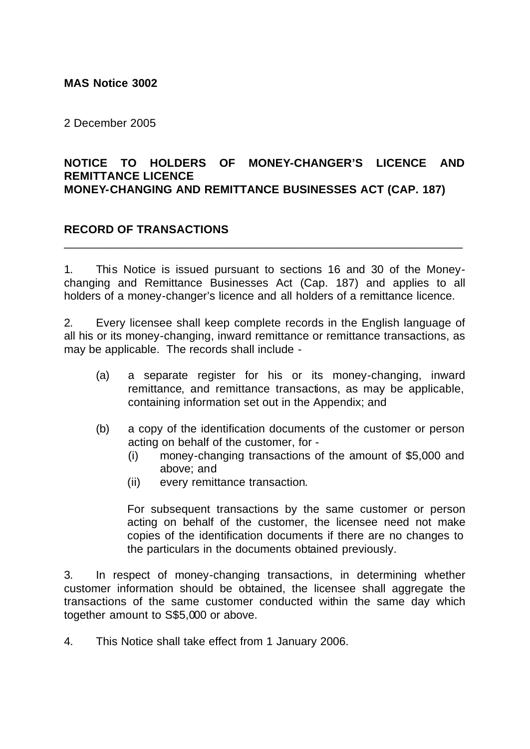**MAS Notice 3002**

2 December 2005

**NOTICE TO HOLDERS OF MONEY-CHANGER'S LICENCE AND REMITTANCE LICENCE**
**MONEY-CHANGING AND REMITTANCE BUSINESSES ACT (CAP. 187)**

**RECORD OF TRANSACTIONS**

---

1. This Notice is issued pursuant to sections 16 and 30 of the Money-changing and Remittance Businesses Act (Cap. 187) and applies to all holders of a money-changer's licence and all holders of a remittance licence.

2. Every licensee shall keep complete records in the English language of all his or its money-changing, inward remittance or remittance transactions, as may be applicable. The records shall include -

   (a) a separate register for his or its money-changing, inward remittance, and remittance transactions, as may be applicable, containing information set out in the Appendix; and

   (b) a copy of the identification documents of the customer or person acting on behalf of the customer, for -
      (i) money-changing transactions of the amount of $5,000 and above; and
      (ii) every remittance transaction.

   For subsequent transactions by the same customer or person acting on behalf of the customer, the licensee need not make copies of the identification documents if there are no changes to the particulars in the documents obtained previously.

3. In respect of money-changing transactions, in determining whether customer information should be obtained, the licensee shall aggregate the transactions of the same customer conducted within the same day which together amount to S$5,000 or above.

4. This Notice shall take effect from 1 January 2006.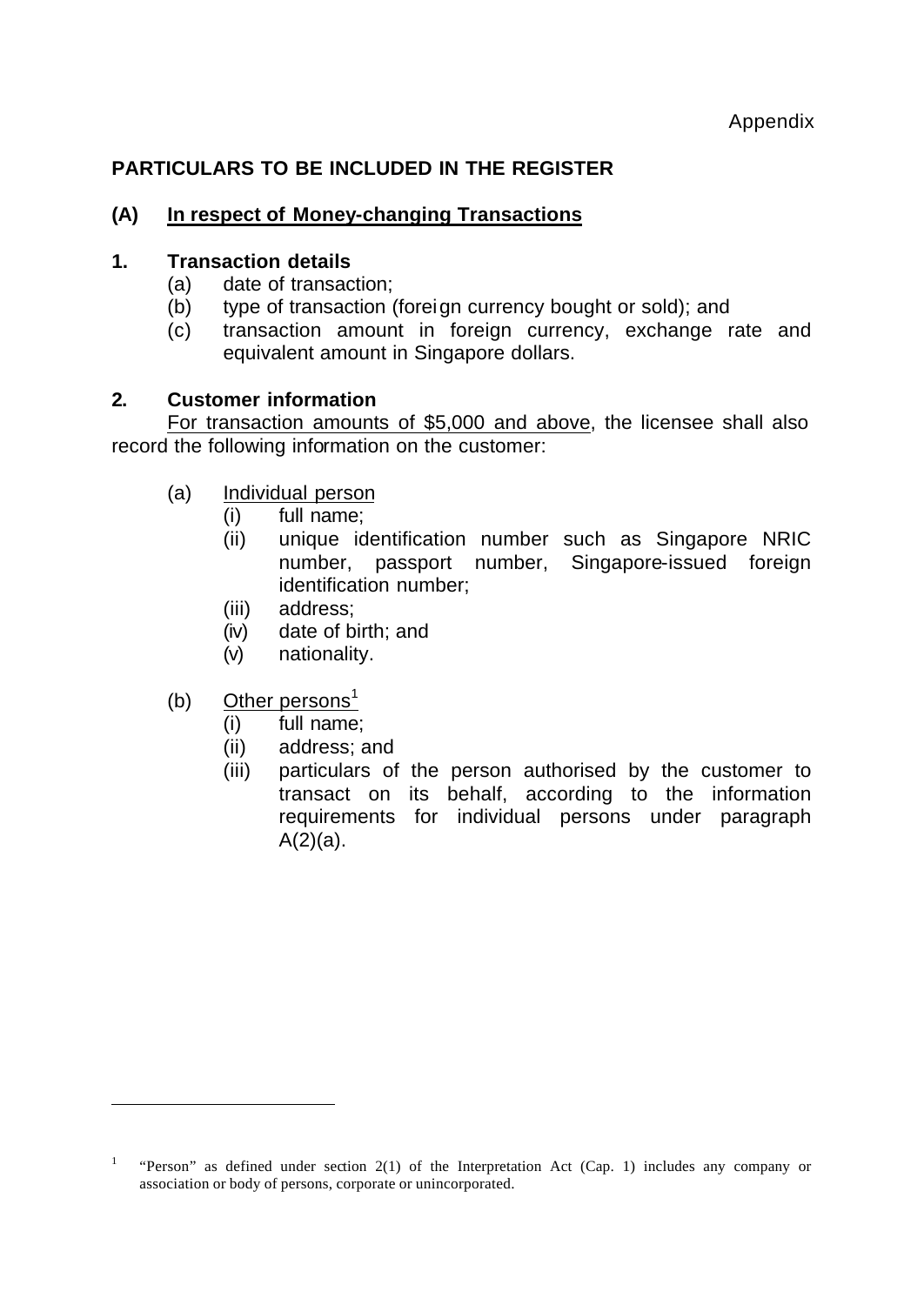Appendix

## PARTICULARS TO BE INCLUDED IN THE REGISTER

### (A) In respect of Money-changing Transactions

**1. Transaction details**

(a) date of transaction;

(b) type of transaction (foreign currency bought or sold); and

(c) transaction amount in foreign currency, exchange rate and equivalent amount in Singapore dollars.

**2. Customer information**

For transaction amounts of $5,000 and above, the licensee shall also record the following information on the customer:

(a) Individual person

- (i) full name;
- (ii) unique identification number such as Singapore NRIC number, passport number, Singapore-issued foreign identification number;
- (iii) address;
- (iv) date of birth; and
- (v) nationality.

(b) Other persons[1]

- (i) full name;
- (ii) address; and
- (iii) particulars of the person authorised by the customer to transact on its behalf, according to the information requirements for individual persons under paragraph A(2)(a).

---

[1] "Person" as defined under section 2(1) of the Interpretation Act (Cap. 1) includes any company or association or body of persons, corporate or unincorporated.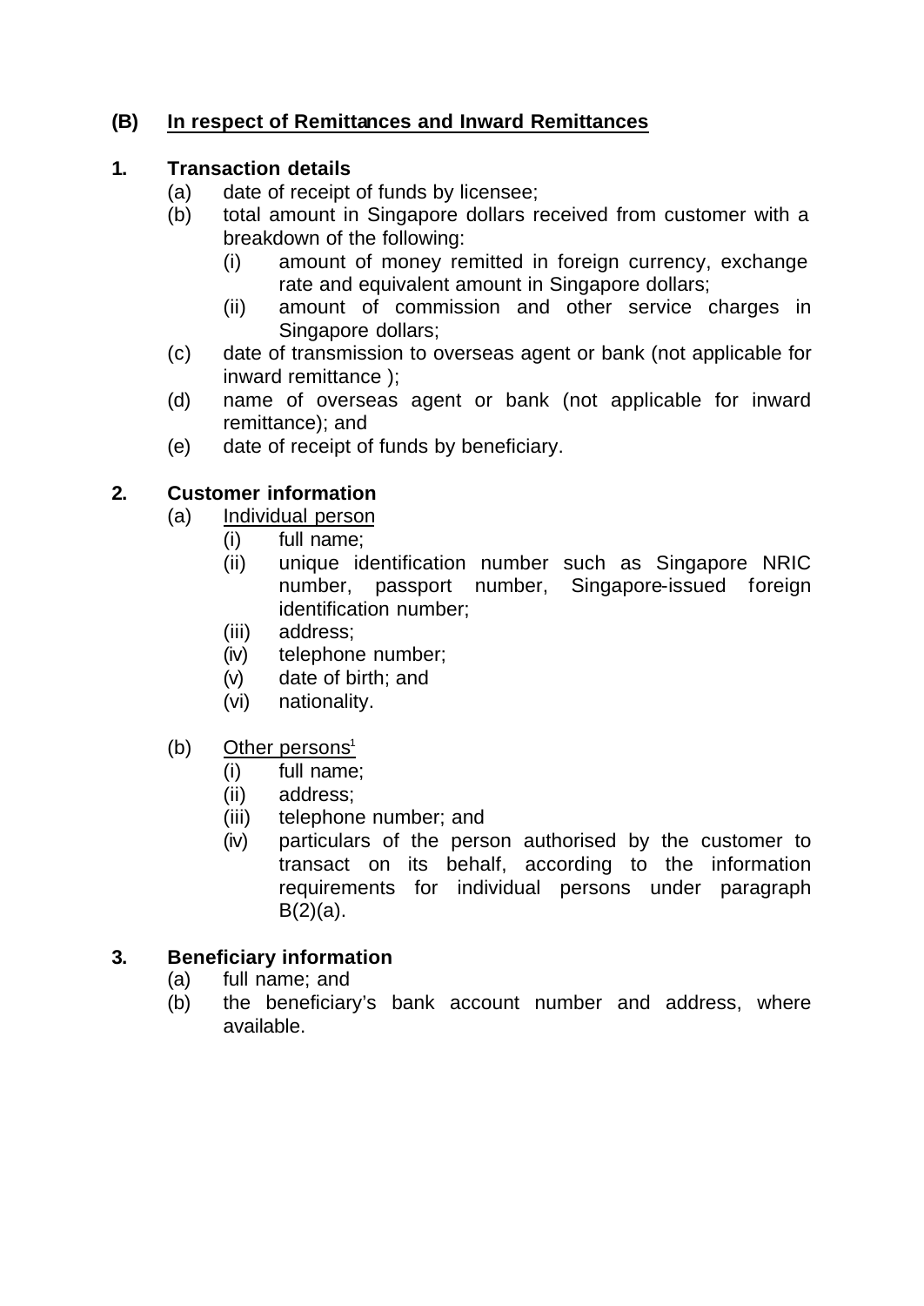## (B) In respect of Remittances and Inward Remittances

**1. Transaction details**

(a) date of receipt of funds by licensee;

(b) total amount in Singapore dollars received from customer with a breakdown of the following:

  (i) amount of money remitted in foreign currency, exchange rate and equivalent amount in Singapore dollars;

  (ii) amount of commission and other service charges in Singapore dollars;

(c) date of transmission to overseas agent or bank (not applicable for inward remittance );

(d) name of overseas agent or bank (not applicable for inward remittance); and

(e) date of receipt of funds by beneficiary.

**2. Customer information**

(a) Individual person

  (i) full name;

  (ii) unique identification number such as Singapore NRIC number, passport number, Singapore-issued foreign identification number;

  (iii) address;

  (iv) telephone number;

  (v) date of birth; and

  (vi) nationality.

(b) Other persons[1]

  (i) full name;

  (ii) address;

  (iii) telephone number; and

  (iv) particulars of the person authorised by the customer to transact on its behalf, according to the information requirements for individual persons under paragraph B(2)(a).

**3. Beneficiary information**

(a) full name; and

(b) the beneficiary's bank account number and address, where available.